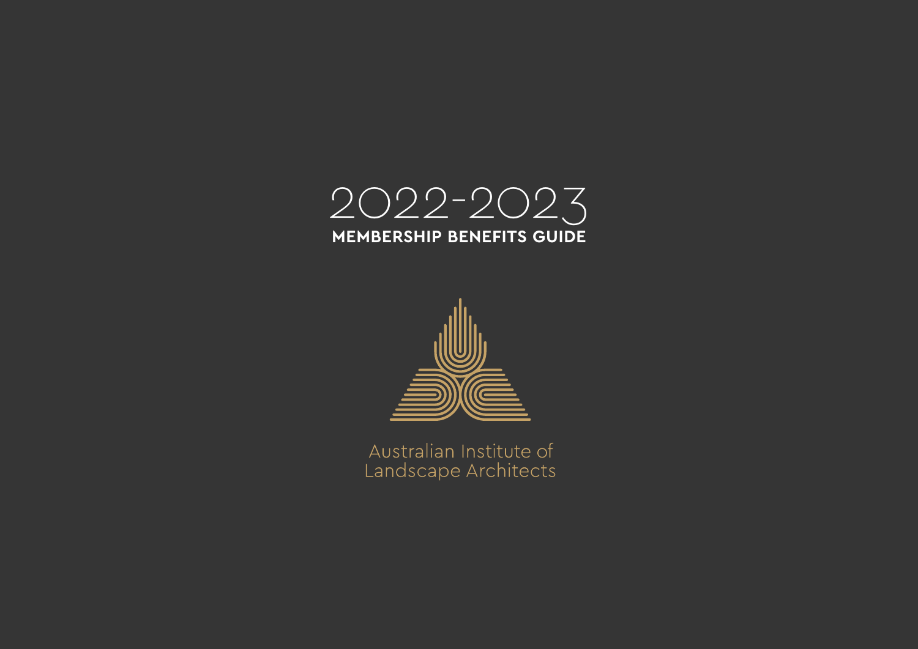# 2022-2023

## MEMBERSHIP BENEFITS GUIDE

Australian Institute of
Landscape Architects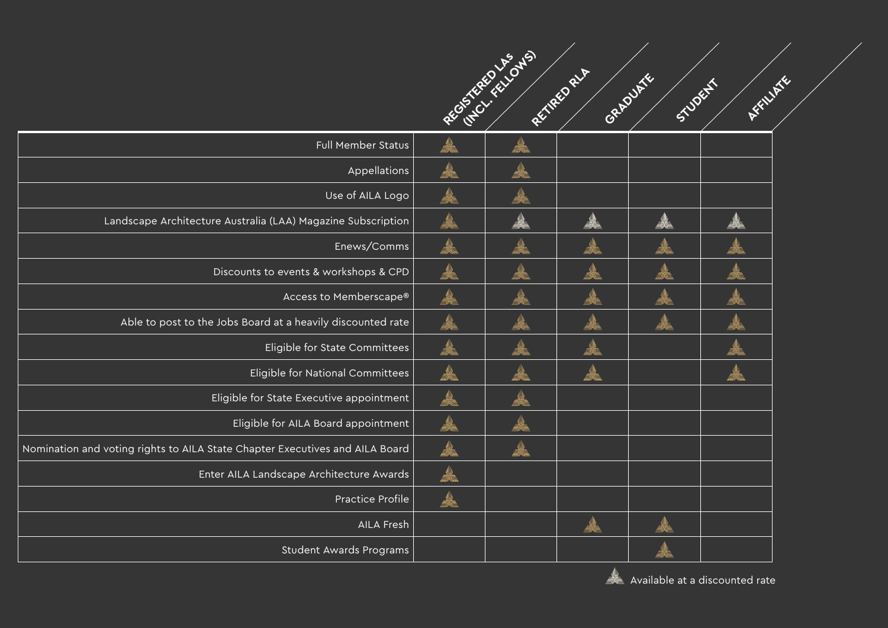| | REGISTERED LAs (INCL. FELLOWS) | RETIRED RLA | GRADUATE | STUDENT | AFFILIATE |
|---|---|---|---|---|---|
| Full Member Status | ✓ | ✓ | | | |
| Appellations | ✓ | ✓ | | | |
| Use of AILA Logo | ✓ | ✓ | | | |
| Landscape Architecture Australia (LAA) Magazine Subscription | ✓ | ✓ (discounted) | ✓ (discounted) | ✓ (discounted) | ✓ (discounted) |
| Enews/Comms | ✓ | ✓ | ✓ | ✓ | ✓ |
| Discounts to events & workshops & CPD | ✓ | ✓ | ✓ | ✓ | ✓ |
| Access to Memberscape® | ✓ | ✓ | ✓ | ✓ | ✓ |
| Able to post to the Jobs Board at a heavily discounted rate | ✓ | ✓ | ✓ | ✓ | ✓ |
| Eligible for State Committees | ✓ | ✓ | ✓ | | ✓ |
| Eligible for National Committees | ✓ | ✓ | ✓ | | ✓ |
| Eligible for State Executive appointment | ✓ | ✓ | | | |
| Eligible for AILA Board appointment | ✓ | ✓ | | | |
| Nomination and voting rights to AILA State Chapter Executives and AILA Board | ✓ | ✓ | | | |
| Enter AILA Landscape Architecture Awards | ✓ | | | | |
| Practice Profile | ✓ | | | | |
| AILA Fresh | | | ✓ | ✓ | |
| Student Awards Programs | | | | ✓ | |

✓ (discounted) Available at a discounted rate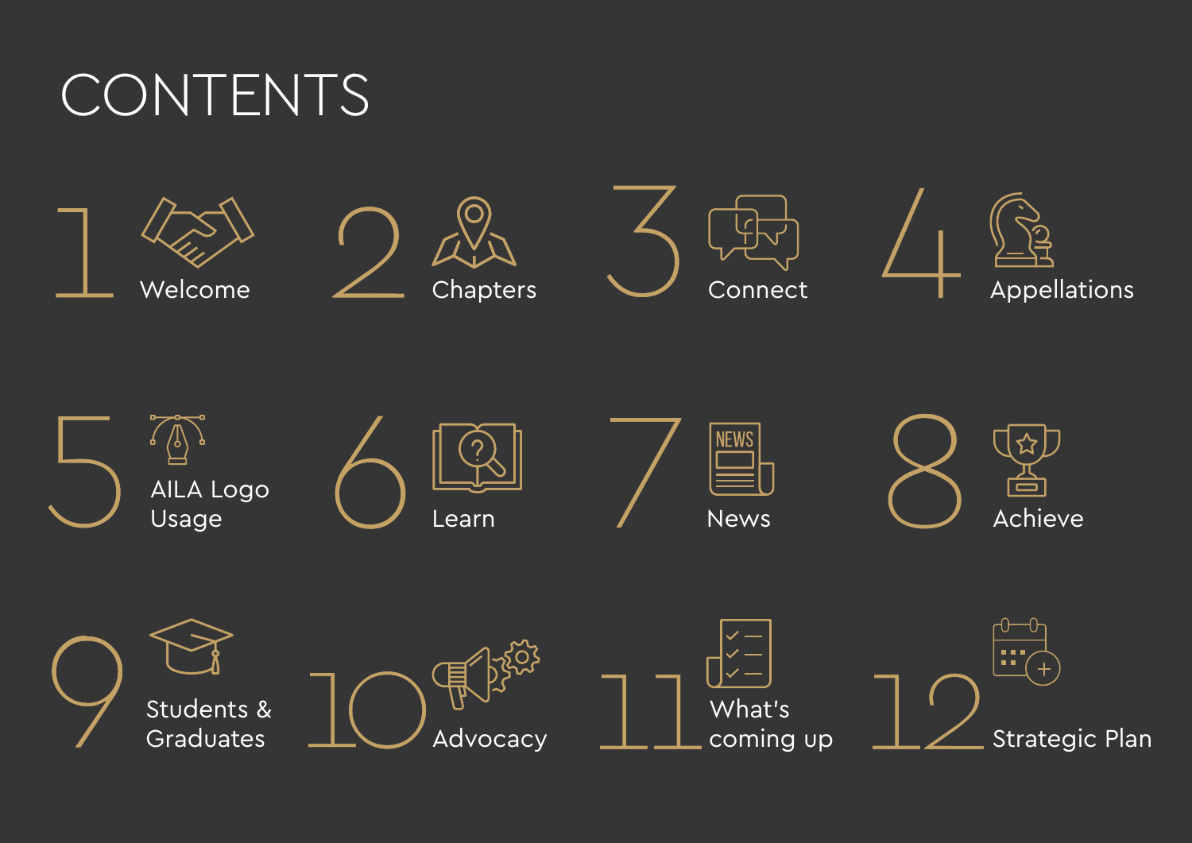# CONTENTS

1. Welcome
2. Chapters
3. Connect
4. Appellations
5. AILA Logo Usage
6. Learn
7. News
8. Achieve
9. Students & Graduates
10. Advocacy
11. What's coming up
12. Strategic Plan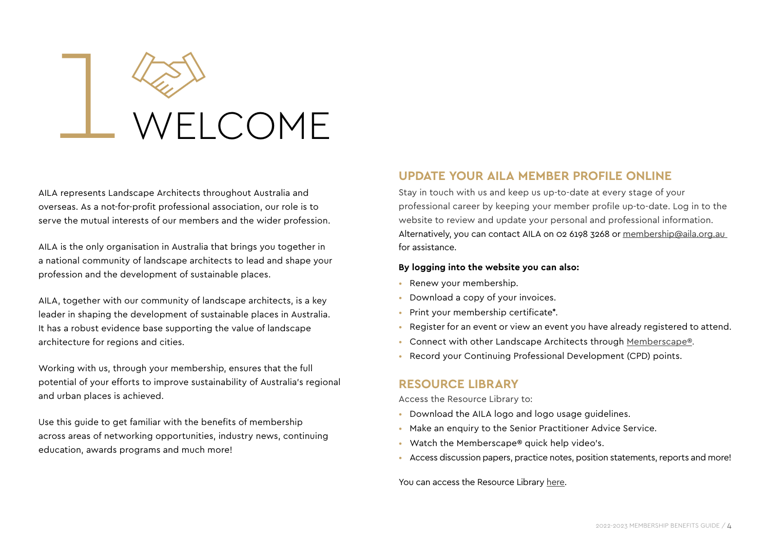# 1 WELCOME

AILA represents Landscape Architects throughout Australia and overseas. As a not-for-profit professional association, our role is to serve the mutual interests of our members and the wider profession.

AILA is the only organisation in Australia that brings you together in a national community of landscape architects to lead and shape your profession and the development of sustainable places.

AILA, together with our community of landscape architects, is a key leader in shaping the development of sustainable places in Australia. It has a robust evidence base supporting the value of landscape architecture for regions and cities.

Working with us, through your membership, ensures that the full potential of your efforts to improve sustainability of Australia's regional and urban places is achieved.

Use this guide to get familiar with the benefits of membership across areas of networking opportunities, industry news, continuing education, awards programs and much more!

## UPDATE YOUR AILA MEMBER PROFILE ONLINE

Stay in touch with us and keep us up-to-date at every stage of your professional career by keeping your member profile up-to-date. Log in to the website to review and update your personal and professional information. Alternatively, you can contact AILA on 02 6198 3268 or membership@aila.org.au for assistance.

**By logging into the website you can also:**

- Renew your membership.
- Download a copy of your invoices.
- Print your membership certificate*.
- Register for an event or view an event you have already registered to attend.
- Connect with other Landscape Architects through Memberscape®.
- Record your Continuing Professional Development (CPD) points.

## RESOURCE LIBRARY

Access the Resource Library to:

- Download the AILA logo and logo usage guidelines.
- Make an enquiry to the Senior Practitioner Advice Service.
- Watch the Memberscape® quick help video's.
- Access discussion papers, practice notes, position statements, reports and more!

You can access the Resource Library here.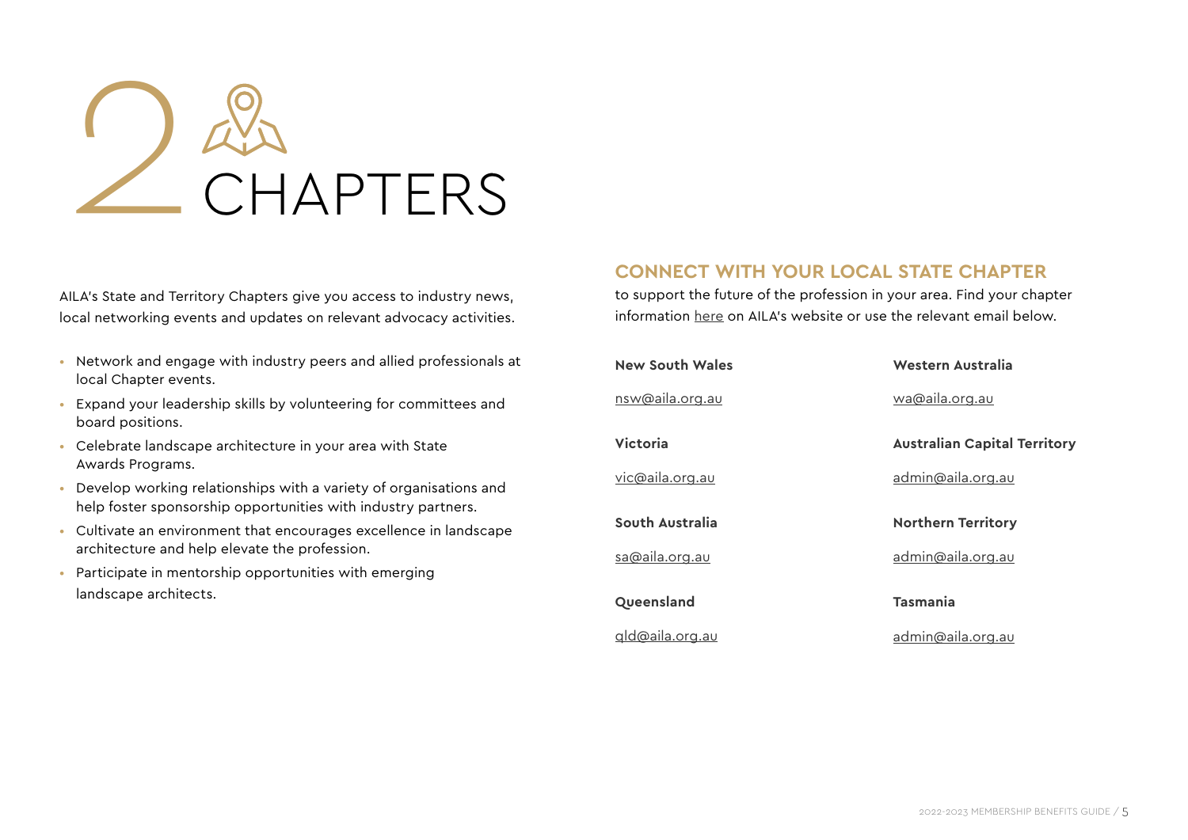# 2 CHAPTERS

AILA's State and Territory Chapters give you access to industry news, local networking events and updates on relevant advocacy activities.

- Network and engage with industry peers and allied professionals at local Chapter events.
- Expand your leadership skills by volunteering for committees and board positions.
- Celebrate landscape architecture in your area with State Awards Programs.
- Develop working relationships with a variety of organisations and help foster sponsorship opportunities with industry partners.
- Cultivate an environment that encourages excellence in landscape architecture and help elevate the profession.
- Participate in mentorship opportunities with emerging landscape architects.

## CONNECT WITH YOUR LOCAL STATE CHAPTER

to support the future of the profession in your area. Find your chapter information here on AILA's website or use the relevant email below.

**New South Wales**

nsw@aila.org.au

**Victoria**

vic@aila.org.au

**South Australia**

sa@aila.org.au

**Queensland**

qld@aila.org.au

**Western Australia**

wa@aila.org.au

**Australian Capital Territory**

admin@aila.org.au

**Northern Territory**

admin@aila.org.au

**Tasmania**

admin@aila.org.au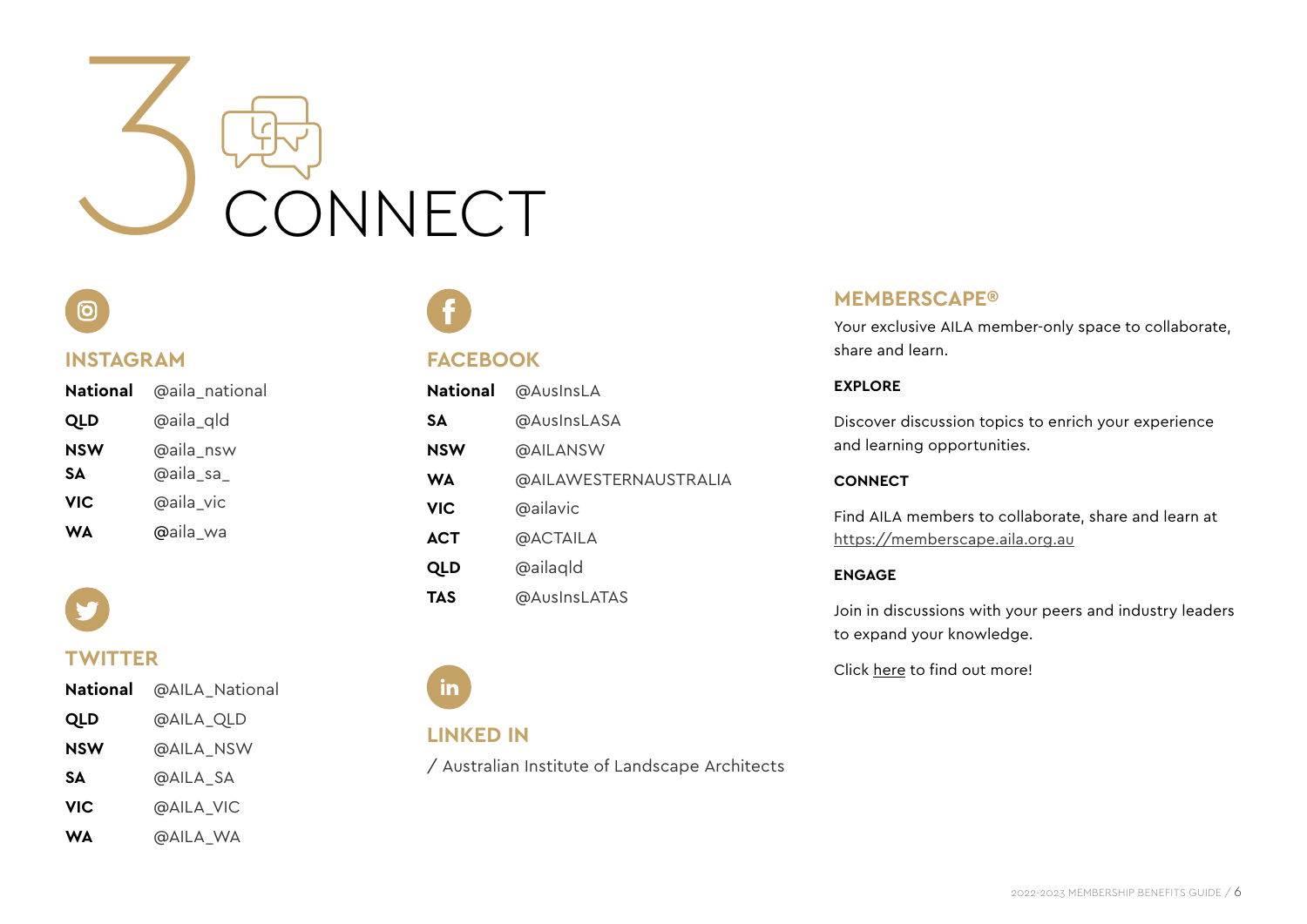# 3 CONNECT

## INSTAGRAM

| | |
|---|---|
| **National** | @aila_national |
| **QLD** | @aila_qld |
| **NSW** | @aila_nsw |
| **SA** | @aila_sa_ |
| **VIC** | @aila_vic |
| **WA** | @aila_wa |

## TWITTER

| | |
|---|---|
| **National** | @AILA_National |
| **QLD** | @AILA_QLD |
| **NSW** | @AILA_NSW |
| **SA** | @AILA_SA |
| **VIC** | @AILA_VIC |
| **WA** | @AILA_WA |

## FACEBOOK

| | |
|---|---|
| **National** | @AusInsLA |
| **SA** | @AusInsLASA |
| **NSW** | @AILANSW |
| **WA** | @AILAWESTERNAUSTRALIA |
| **VIC** | @ailavic |
| **ACT** | @ACTAILA |
| **QLD** | @ailaqld |
| **TAS** | @AusInsLATAS |

## LINKED IN

/ Australian Institute of Landscape Architects

## MEMBERSCAPE®

Your exclusive AILA member-only space to collaborate, share and learn.

**EXPLORE**

Discover discussion topics to enrich your experience and learning opportunities.

**CONNECT**

Find AILA members to collaborate, share and learn at https://memberscape.aila.org.au

**ENGAGE**

Join in discussions with your peers and industry leaders to expand your knowledge.

Click here to find out more!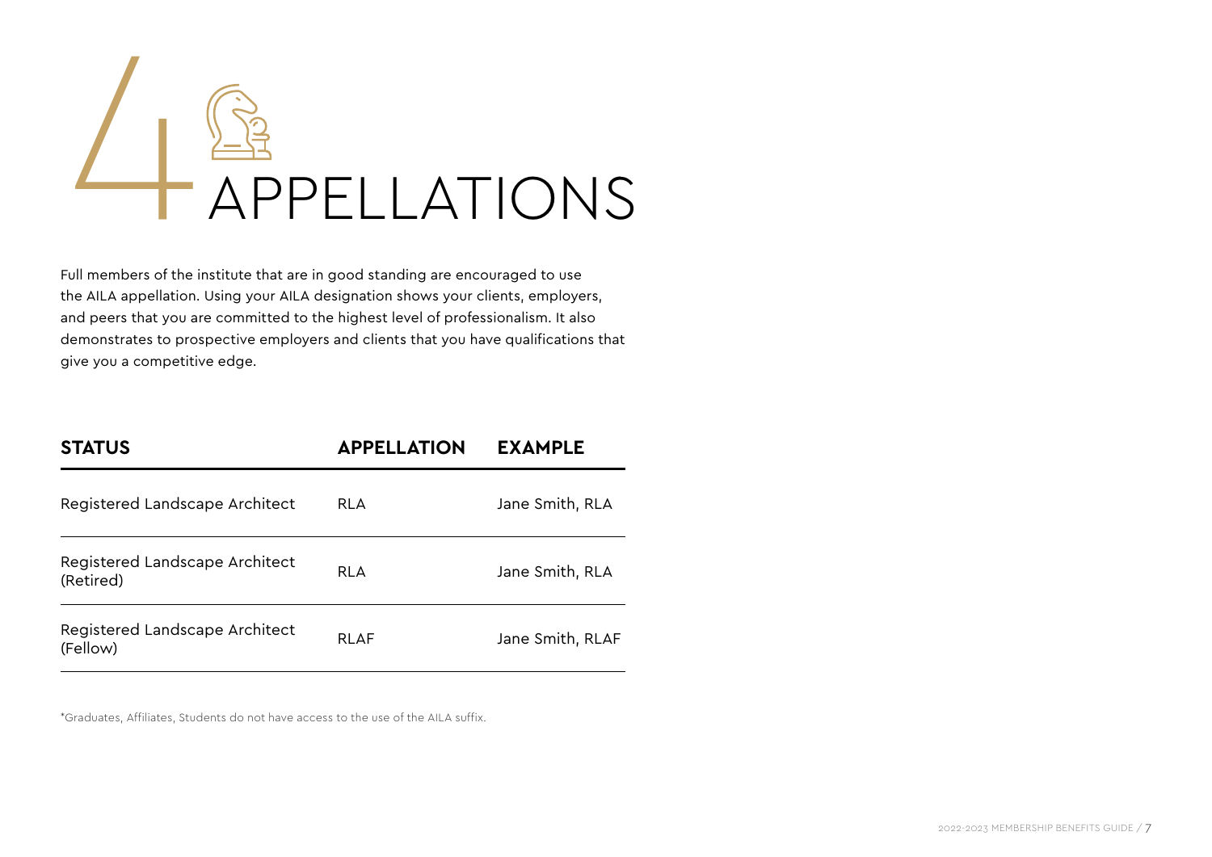# 4 APPELLATIONS

Full members of the institute that are in good standing are encouraged to use the AILA appellation. Using your AILA designation shows your clients, employers, and peers that you are committed to the highest level of professionalism. It also demonstrates to prospective employers and clients that you have qualifications that give you a competitive edge.

| STATUS | APPELLATION | EXAMPLE |
| --- | --- | --- |
| Registered Landscape Architect | RLA | Jane Smith, RLA |
| Registered Landscape Architect (Retired) | RLA | Jane Smith, RLA |
| Registered Landscape Architect (Fellow) | RLAF | Jane Smith, RLAF |

*Graduates, Affiliates, Students do not have access to the use of the AILA suffix.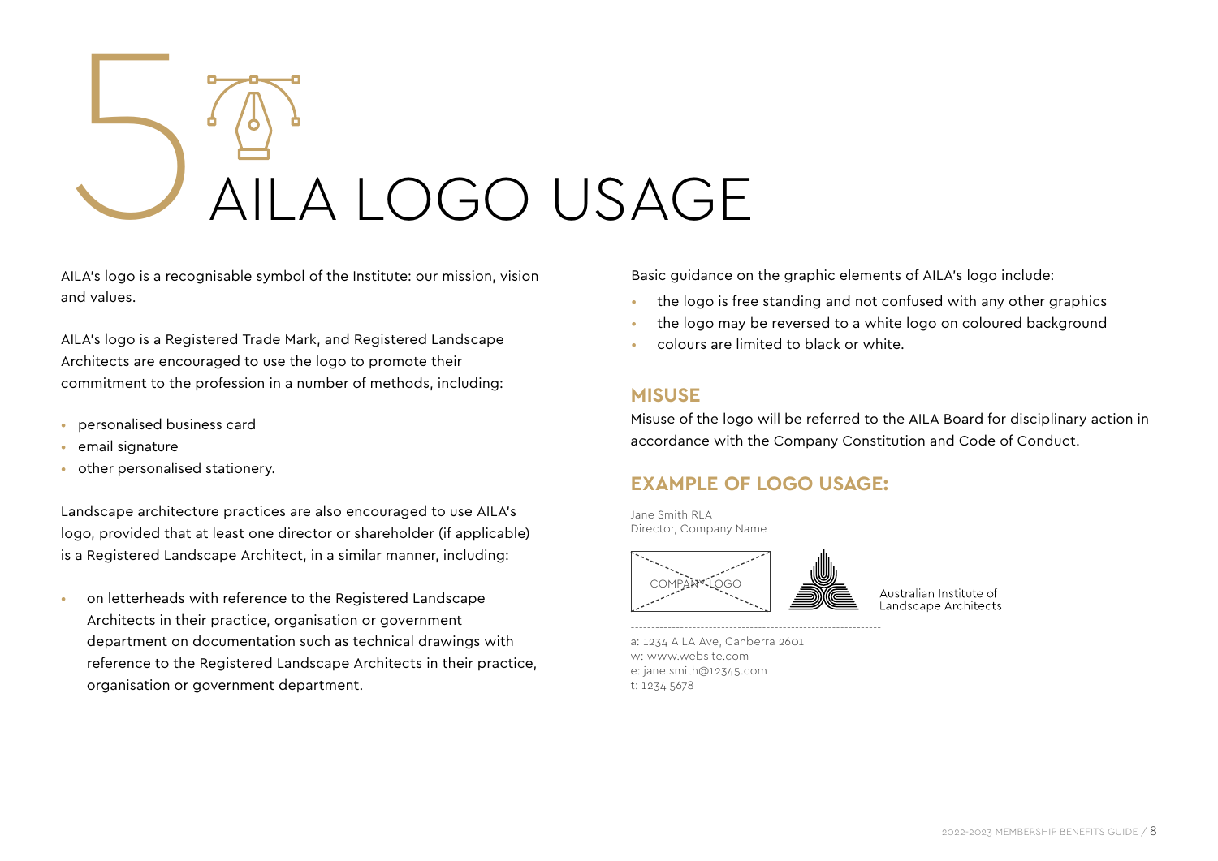# 5 AILA LOGO USAGE

AILA's logo is a recognisable symbol of the Institute: our mission, vision and values.

AILA's logo is a Registered Trade Mark, and Registered Landscape Architects are encouraged to use the logo to promote their commitment to the profession in a number of methods, including:

- personalised business card
- email signature
- other personalised stationery.

Landscape architecture practices are also encouraged to use AILA's logo, provided that at least one director or shareholder (if applicable) is a Registered Landscape Architect, in a similar manner, including:

- on letterheads with reference to the Registered Landscape Architects in their practice, organisation or government department on documentation such as technical drawings with reference to the Registered Landscape Architects in their practice, organisation or government department.

Basic guidance on the graphic elements of AILA's logo include:

- the logo is free standing and not confused with any other graphics
- the logo may be reversed to a white logo on coloured background
- colours are limited to black or white.

## MISUSE

Misuse of the logo will be referred to the AILA Board for disciplinary action in accordance with the Company Constitution and Code of Conduct.

## EXAMPLE OF LOGO USAGE:

Jane Smith RLA
Director, Company Name

COMPANY LOGO

Australian Institute of
Landscape Architects

a: 1234 AILA Ave, Canberra 2601
w: www.website.com
e: jane.smith@12345.com
t: 1234 5678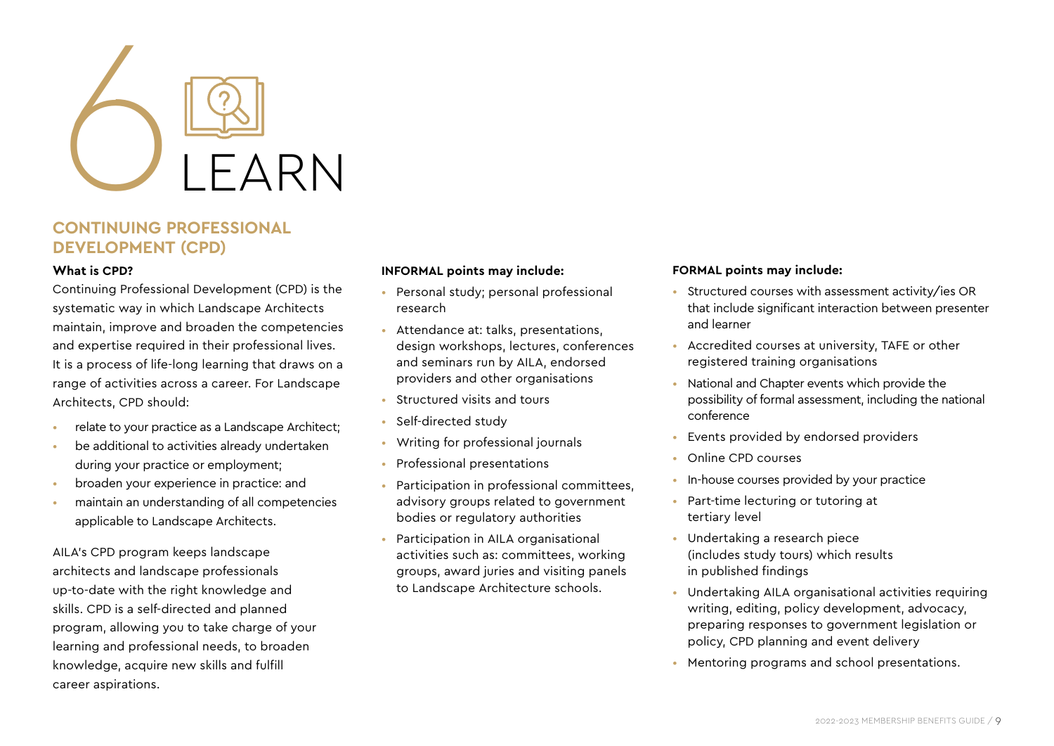# 6 LEARN

## CONTINUING PROFESSIONAL DEVELOPMENT (CPD)

**What is CPD?**

Continuing Professional Development (CPD) is the systematic way in which Landscape Architects maintain, improve and broaden the competencies and expertise required in their professional lives. It is a process of life-long learning that draws on a range of activities across a career. For Landscape Architects, CPD should:

- relate to your practice as a Landscape Architect;
- be additional to activities already undertaken during your practice or employment;
- broaden your experience in practice: and
- maintain an understanding of all competencies applicable to Landscape Architects.

AILA's CPD program keeps landscape architects and landscape professionals up-to-date with the right knowledge and skills. CPD is a self-directed and planned program, allowing you to take charge of your learning and professional needs, to broaden knowledge, acquire new skills and fulfill career aspirations.

**INFORMAL points may include:**

- Personal study; personal professional research
- Attendance at: talks, presentations, design workshops, lectures, conferences and seminars run by AILA, endorsed providers and other organisations
- Structured visits and tours
- Self-directed study
- Writing for professional journals
- Professional presentations
- Participation in professional committees, advisory groups related to government bodies or regulatory authorities
- Participation in AILA organisational activities such as: committees, working groups, award juries and visiting panels to Landscape Architecture schools.

**FORMAL points may include:**

- Structured courses with assessment activity/ies OR that include significant interaction between presenter and learner
- Accredited courses at university, TAFE or other registered training organisations
- National and Chapter events which provide the possibility of formal assessment, including the national conference
- Events provided by endorsed providers
- Online CPD courses
- In-house courses provided by your practice
- Part-time lecturing or tutoring at tertiary level
- Undertaking a research piece (includes study tours) which results in published findings
- Undertaking AILA organisational activities requiring writing, editing, policy development, advocacy, preparing responses to government legislation or policy, CPD planning and event delivery
- Mentoring programs and school presentations.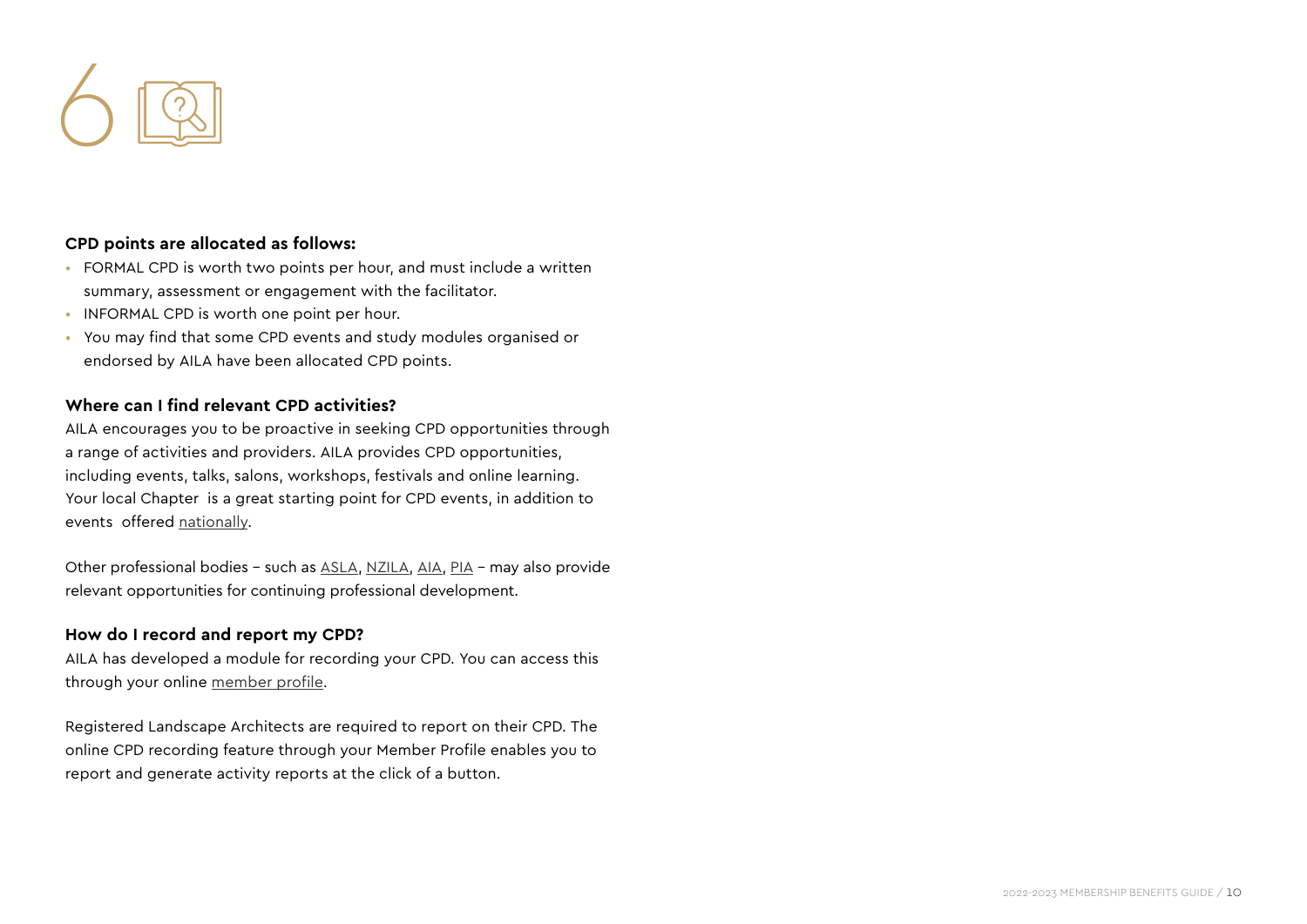6

**CPD points are allocated as follows:**

- FORMAL CPD is worth two points per hour, and must include a written summary, assessment or engagement with the facilitator.
- INFORMAL CPD is worth one point per hour.
- You may find that some CPD events and study modules organised or endorsed by AILA have been allocated CPD points.

**Where can I find relevant CPD activities?**

AILA encourages you to be proactive in seeking CPD opportunities through a range of activities and providers. AILA provides CPD opportunities, including events, talks, salons, workshops, festivals and online learning. Your local Chapter is a great starting point for CPD events, in addition to events offered nationally.

Other professional bodies – such as ASLA, NZILA, AIA, PIA – may also provide relevant opportunities for continuing professional development.

**How do I record and report my CPD?**

AILA has developed a module for recording your CPD. You can access this through your online member profile.

Registered Landscape Architects are required to report on their CPD. The online CPD recording feature through your Member Profile enables you to report and generate activity reports at the click of a button.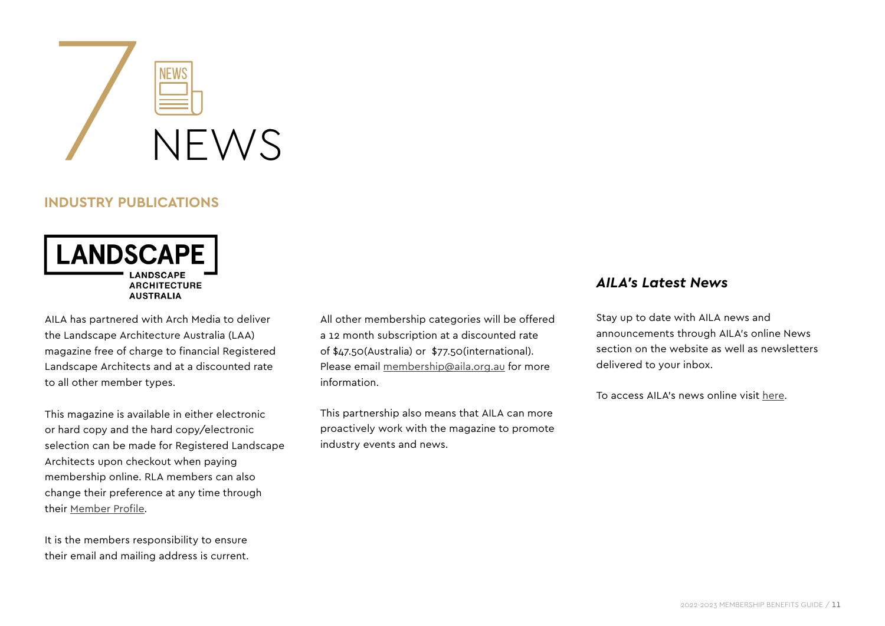# 7 NEWS

## INDUSTRY PUBLICATIONS

LANDSCAPE
LANDSCAPE ARCHITECTURE AUSTRALIA

AILA has partnered with Arch Media to deliver the Landscape Architecture Australia (LAA) magazine free of charge to financial Registered Landscape Architects and at a discounted rate to all other member types.

This magazine is available in either electronic or hard copy and the hard copy/electronic selection can be made for Registered Landscape Architects upon checkout when paying membership online. RLA members can also change their preference at any time through their Member Profile.

It is the members responsibility to ensure their email and mailing address is current.

All other membership categories will be offered a 12 month subscription at a discounted rate of $47.50(Australia) or $77.50(international). Please email membership@aila.org.au for more information.

This partnership also means that AILA can more proactively work with the magazine to promote industry events and news.

### *AILA's Latest News*

Stay up to date with AILA news and announcements through AILA's online News section on the website as well as newsletters delivered to your inbox.

To access AILA's news online visit here.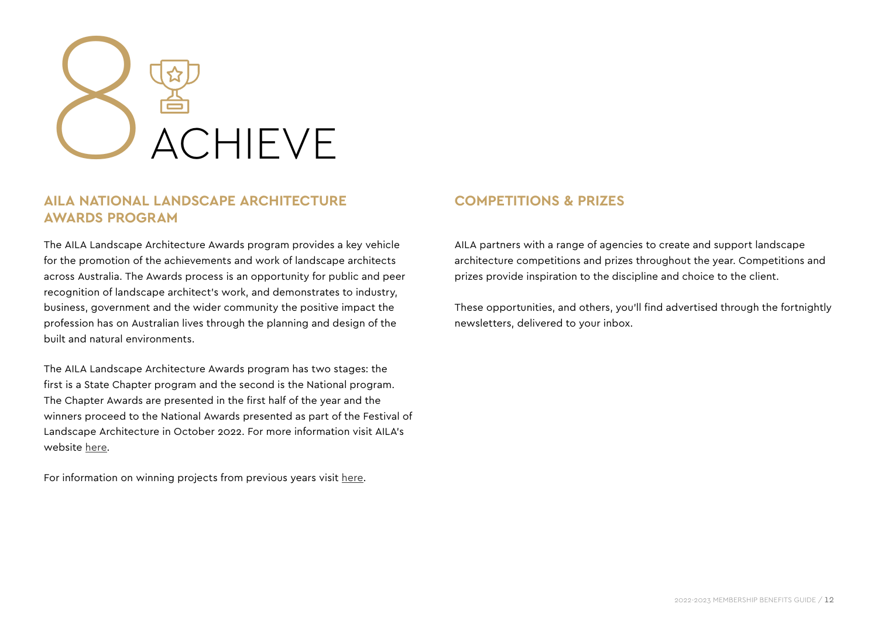# 8 ACHIEVE

## AILA NATIONAL LANDSCAPE ARCHITECTURE AWARDS PROGRAM

The AILA Landscape Architecture Awards program provides a key vehicle for the promotion of the achievements and work of landscape architects across Australia. The Awards process is an opportunity for public and peer recognition of landscape architect's work, and demonstrates to industry, business, government and the wider community the positive impact the profession has on Australian lives through the planning and design of the built and natural environments.

The AILA Landscape Architecture Awards program has two stages: the first is a State Chapter program and the second is the National program. The Chapter Awards are presented in the first half of the year and the winners proceed to the National Awards presented as part of the Festival of Landscape Architecture in October 2022. For more information visit AILA's website here.

For information on winning projects from previous years visit here.

## COMPETITIONS & PRIZES

AILA partners with a range of agencies to create and support landscape architecture competitions and prizes throughout the year. Competitions and prizes provide inspiration to the discipline and choice to the client.

These opportunities, and others, you'll find advertised through the fortnightly newsletters, delivered to your inbox.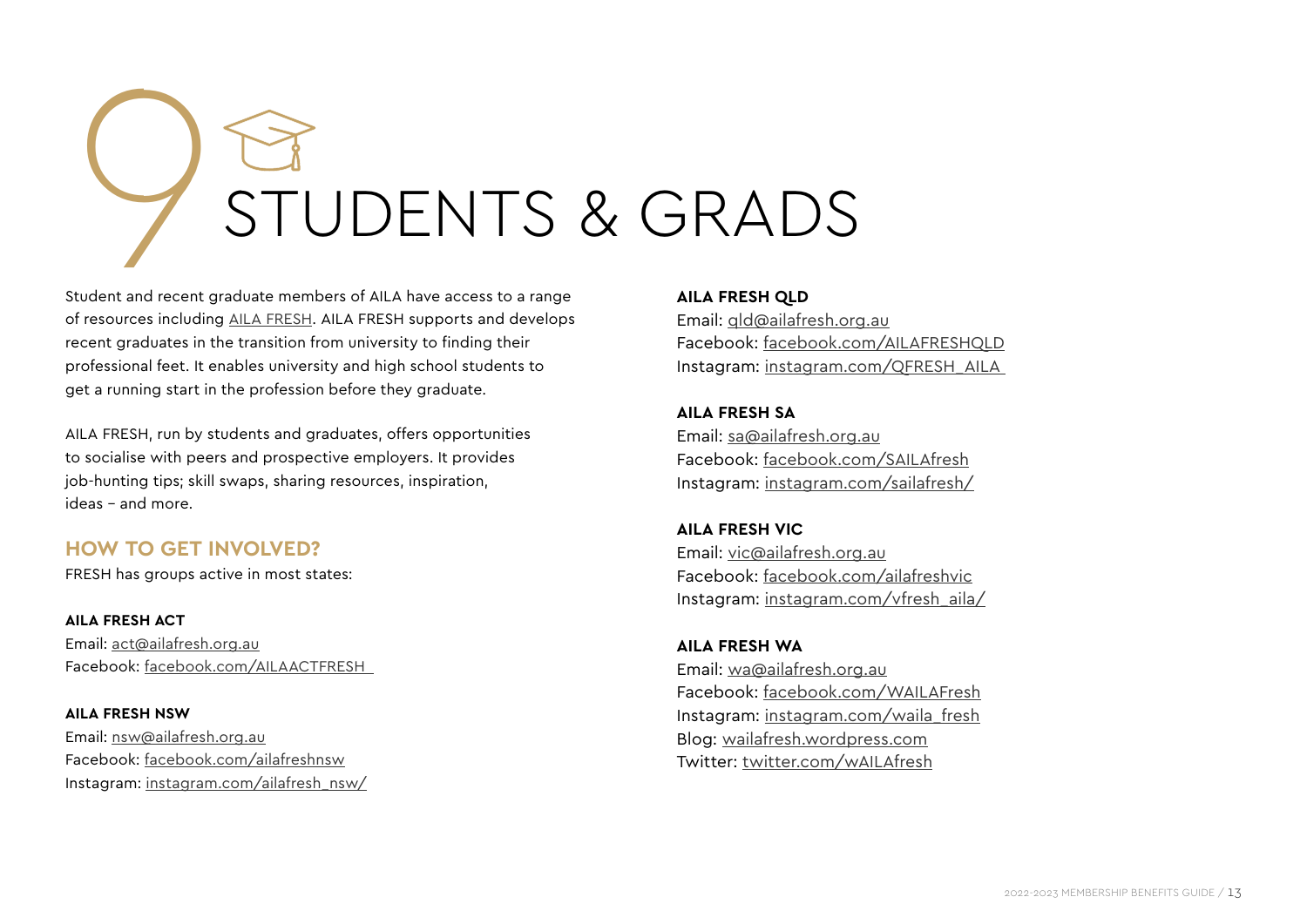# 9 STUDENTS & GRADS

Student and recent graduate members of AILA have access to a range of resources including AILA FRESH. AILA FRESH supports and develops recent graduates in the transition from university to finding their professional feet. It enables university and high school students to get a running start in the profession before they graduate.

AILA FRESH, run by students and graduates, offers opportunities to socialise with peers and prospective employers. It provides job-hunting tips; skill swaps, sharing resources, inspiration, ideas – and more.

## HOW TO GET INVOLVED?

FRESH has groups active in most states:

**AILA FRESH ACT**
Email: act@ailafresh.org.au
Facebook: facebook.com/AILAACTFRESH

**AILA FRESH NSW**
Email: nsw@ailafresh.org.au
Facebook: facebook.com/ailafreshnsw
Instagram: instagram.com/ailafresh_nsw/

**AILA FRESH QLD**
Email: qld@ailafresh.org.au
Facebook: facebook.com/AILAFRESHQLD
Instagram: instagram.com/QFRESH_AILA

**AILA FRESH SA**
Email: sa@ailafresh.org.au
Facebook: facebook.com/SAILAfresh
Instagram: instagram.com/sailafresh/

**AILA FRESH VIC**
Email: vic@ailafresh.org.au
Facebook: facebook.com/ailafreshvic
Instagram: instagram.com/vfresh_aila/

**AILA FRESH WA**
Email: wa@ailafresh.org.au
Facebook: facebook.com/WAILAFresh
Instagram: instagram.com/waila_fresh
Blog: wailafresh.wordpress.com
Twitter: twitter.com/wAILAfresh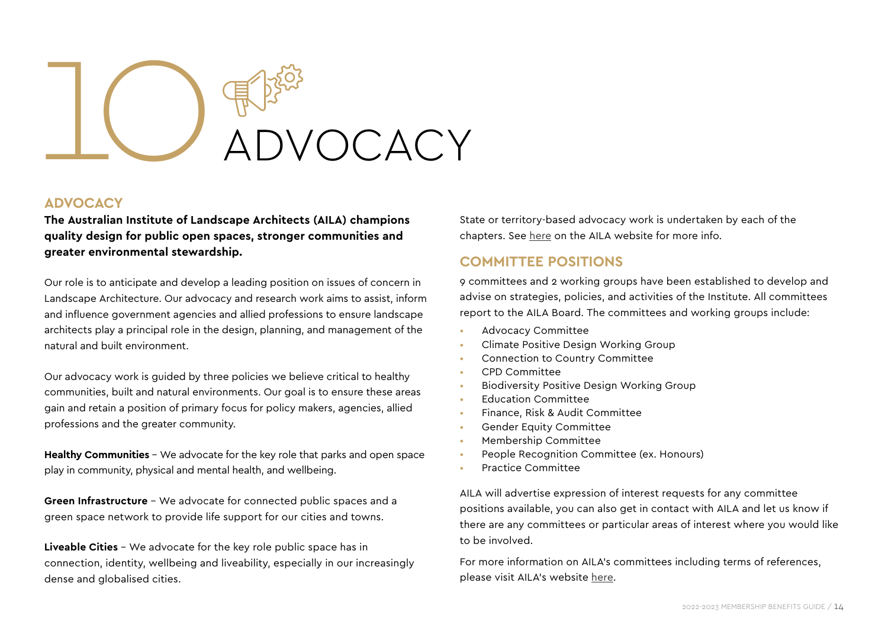# 10 ADVOCACY

## ADVOCACY

**The Australian Institute of Landscape Architects (AILA) champions quality design for public open spaces, stronger communities and greater environmental stewardship.**

Our role is to anticipate and develop a leading position on issues of concern in Landscape Architecture. Our advocacy and research work aims to assist, inform and influence government agencies and allied professions to ensure landscape architects play a principal role in the design, planning, and management of the natural and built environment.

Our advocacy work is guided by three policies we believe critical to healthy communities, built and natural environments. Our goal is to ensure these areas gain and retain a position of primary focus for policy makers, agencies, allied professions and the greater community.

**Healthy Communities** – We advocate for the key role that parks and open space play in community, physical and mental health, and wellbeing.

**Green Infrastructure** – We advocate for connected public spaces and a green space network to provide life support for our cities and towns.

**Liveable Cities** – We advocate for the key role public space has in connection, identity, wellbeing and liveability, especially in our increasingly dense and globalised cities.

State or territory-based advocacy work is undertaken by each of the chapters. See here on the AILA website for more info.

## COMMITTEE POSITIONS

9 committees and 2 working groups have been established to develop and advise on strategies, policies, and activities of the Institute. All committees report to the AILA Board. The committees and working groups include:

- Advocacy Committee
- Climate Positive Design Working Group
- Connection to Country Committee
- CPD Committee
- Biodiversity Positive Design Working Group
- Education Committee
- Finance, Risk & Audit Committee
- Gender Equity Committee
- Membership Committee
- People Recognition Committee (ex. Honours)
- Practice Committee

AILA will advertise expression of interest requests for any committee positions available, you can also get in contact with AILA and let us know if there are any committees or particular areas of interest where you would like to be involved.

For more information on AILA's committees including terms of references, please visit AILA's website here.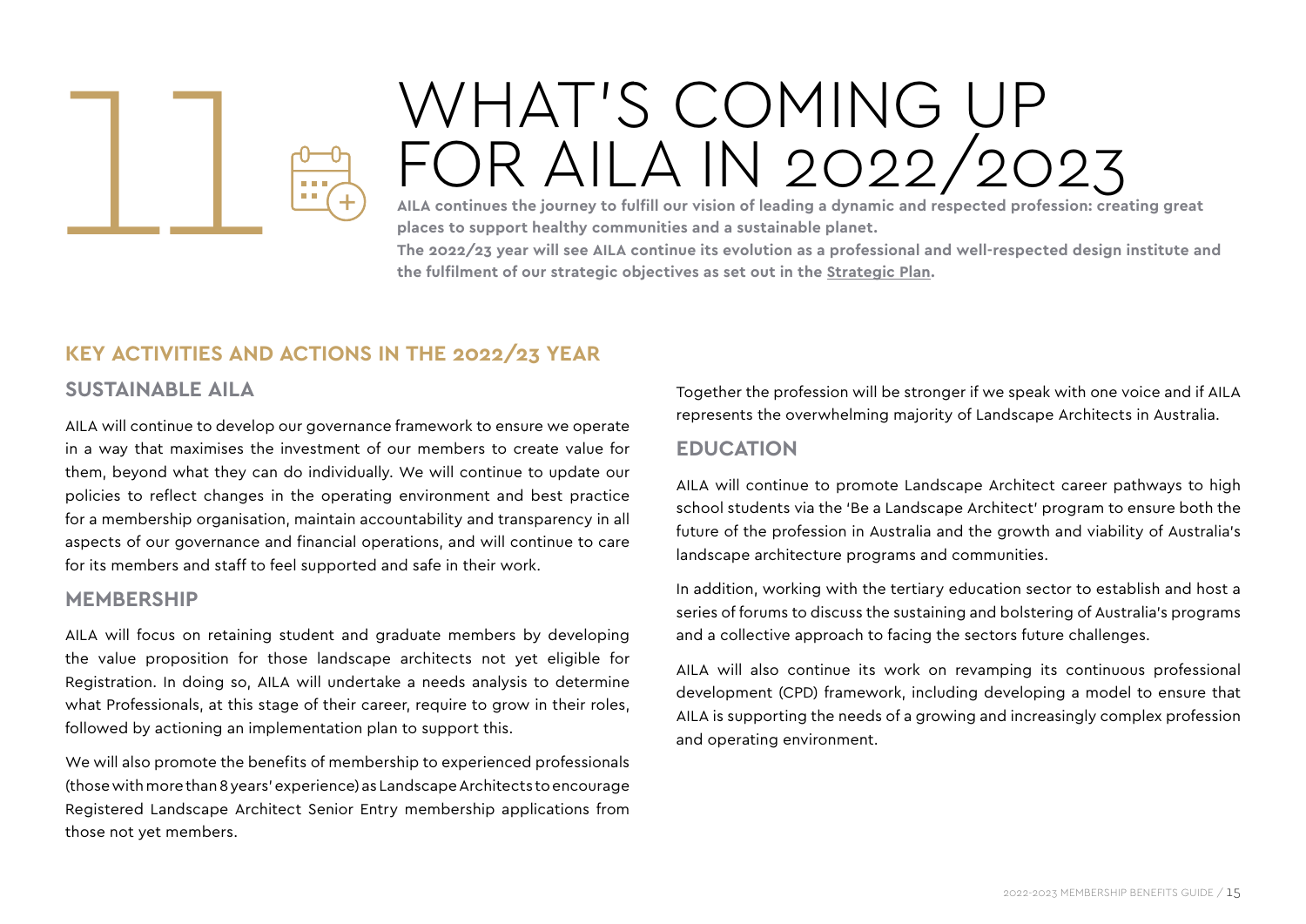# 11 WHAT'S COMING UP FOR AILA IN 2022/2023

**AILA continues the journey to fulfill our vision of leading a dynamic and respected profession: creating great places to support healthy communities and a sustainable planet.**

**The 2022/23 year will see AILA continue its evolution as a professional and well-respected design institute and the fulfilment of our strategic objectives as set out in the Strategic Plan.**

## KEY ACTIVITIES AND ACTIONS IN THE 2022/23 YEAR

### SUSTAINABLE AILA

AILA will continue to develop our governance framework to ensure we operate in a way that maximises the investment of our members to create value for them, beyond what they can do individually. We will continue to update our policies to reflect changes in the operating environment and best practice for a membership organisation, maintain accountability and transparency in all aspects of our governance and financial operations, and will continue to care for its members and staff to feel supported and safe in their work.

### MEMBERSHIP

AILA will focus on retaining student and graduate members by developing the value proposition for those landscape architects not yet eligible for Registration. In doing so, AILA will undertake a needs analysis to determine what Professionals, at this stage of their career, require to grow in their roles, followed by actioning an implementation plan to support this.

We will also promote the benefits of membership to experienced professionals (those with more than 8 years' experience) as Landscape Architects to encourage Registered Landscape Architect Senior Entry membership applications from those not yet members.

Together the profession will be stronger if we speak with one voice and if AILA represents the overwhelming majority of Landscape Architects in Australia.

### EDUCATION

AILA will continue to promote Landscape Architect career pathways to high school students via the 'Be a Landscape Architect' program to ensure both the future of the profession in Australia and the growth and viability of Australia's landscape architecture programs and communities.

In addition, working with the tertiary education sector to establish and host a series of forums to discuss the sustaining and bolstering of Australia's programs and a collective approach to facing the sectors future challenges.

AILA will also continue its work on revamping its continuous professional development (CPD) framework, including developing a model to ensure that AILA is supporting the needs of a growing and increasingly complex profession and operating environment.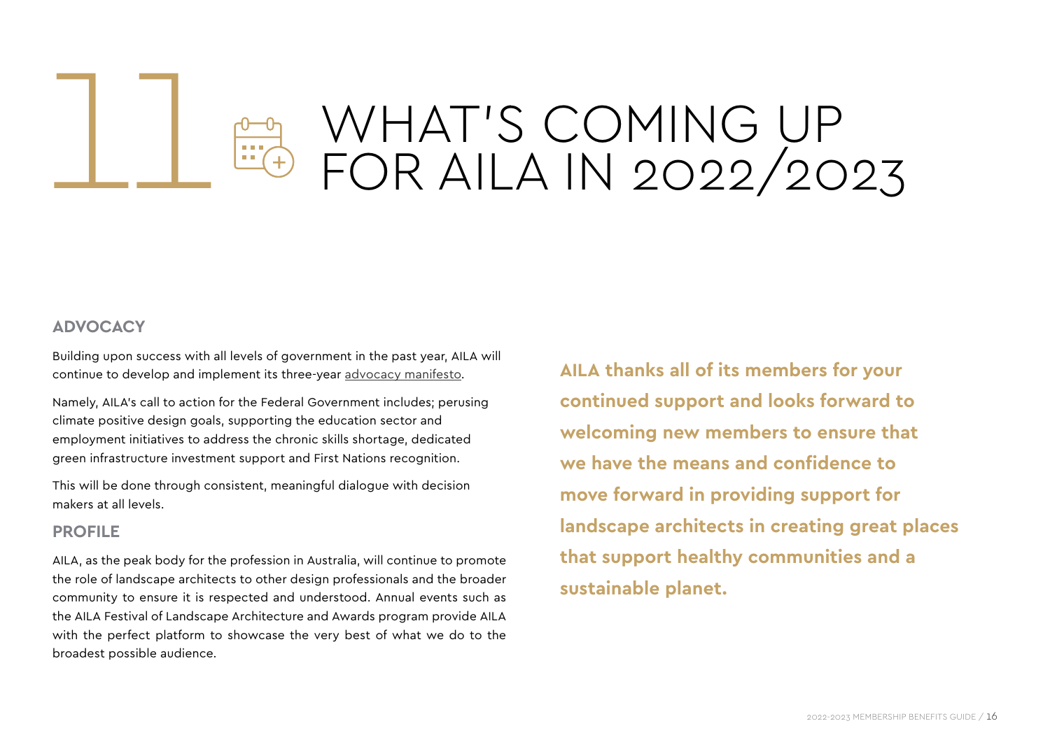# 11 WHAT'S COMING UP FOR AILA IN 2022/2023

## ADVOCACY

Building upon success with all levels of government in the past year, AILA will continue to develop and implement its three-year advocacy manifesto.

Namely, AILA's call to action for the Federal Government includes; perusing climate positive design goals, supporting the education sector and employment initiatives to address the chronic skills shortage, dedicated green infrastructure investment support and First Nations recognition.

This will be done through consistent, meaningful dialogue with decision makers at all levels.

## PROFILE

AILA, as the peak body for the profession in Australia, will continue to promote the role of landscape architects to other design professionals and the broader community to ensure it is respected and understood. Annual events such as the AILA Festival of Landscape Architecture and Awards program provide AILA with the perfect platform to showcase the very best of what we do to the broadest possible audience.

**AILA thanks all of its members for your continued support and looks forward to welcoming new members to ensure that we have the means and confidence to move forward in providing support for landscape architects in creating great places that support healthy communities and a sustainable planet.**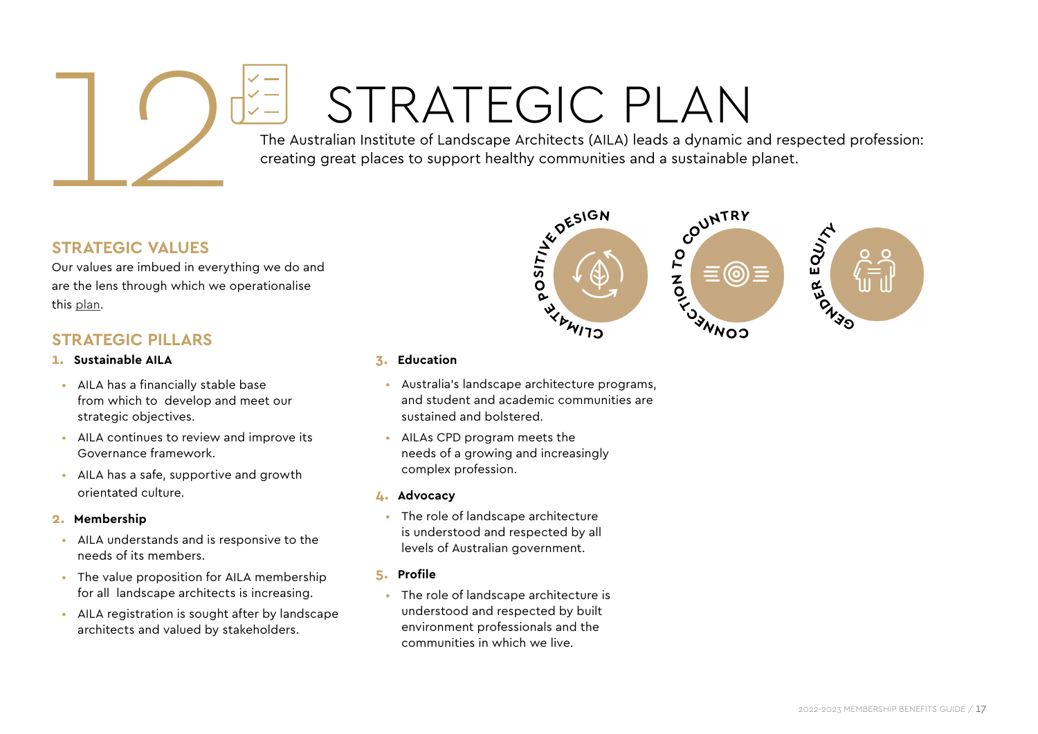# 12 STRATEGIC PLAN

The Australian Institute of Landscape Architects (AILA) leads a dynamic and respected profession: creating great places to support healthy communities and a sustainable planet.

CLIMATE POSITIVE DESIGN

CONNECTION TO COUNTRY

GENDER EQUITY

## STRATEGIC VALUES

Our values are imbued in everything we do and are the lens through which we operationalise this plan.

## STRATEGIC PILLARS

1. **Sustainable AILA**
   - AILA has a financially stable base from which to develop and meet our strategic objectives.
   - AILA continues to review and improve its Governance framework.
   - AILA has a safe, supportive and growth orientated culture.

2. **Membership**
   - AILA understands and is responsive to the needs of its members.
   - The value proposition for AILA membership for all landscape architects is increasing.
   - AILA registration is sought after by landscape architects and valued by stakeholders.

3. **Education**
   - Australia's landscape architecture programs, and student and academic communities are sustained and bolstered.
   - AILAs CPD program meets the needs of a growing and increasingly complex profession.

4. **Advocacy**
   - The role of landscape architecture is understood and respected by all levels of Australian government.

5. **Profile**
   - The role of landscape architecture is understood and respected by built environment professionals and the communities in which we live.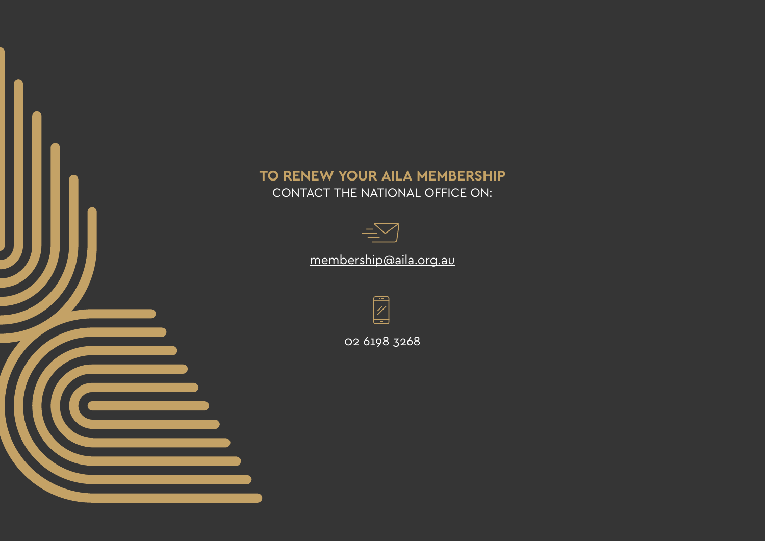**TO RENEW YOUR AILA MEMBERSHIP**

CONTACT THE NATIONAL OFFICE ON:

membership@aila.org.au

02 6198 3268